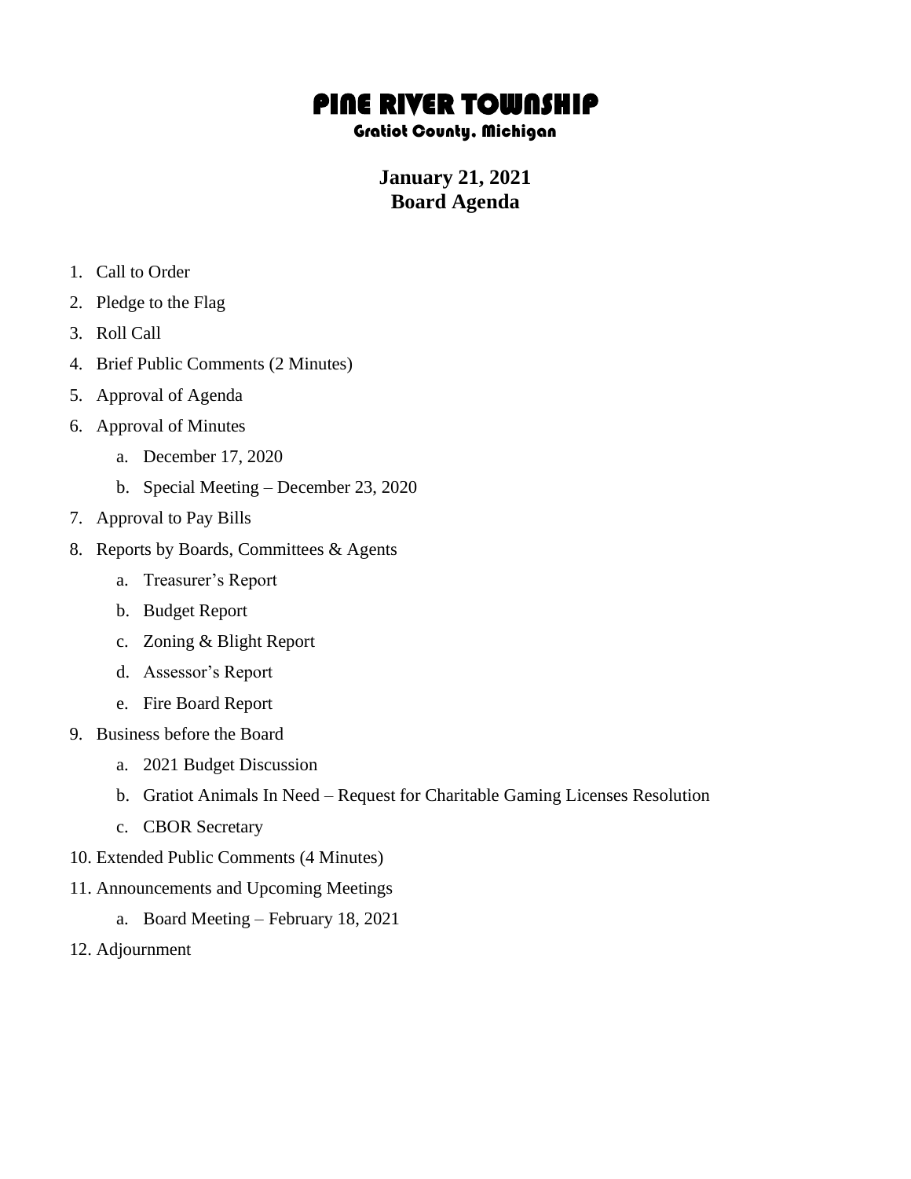# PINE RIVER TOWNSHIP

### Gratiot County, Michigan

## January 21, 2021
## Board Agenda

1. Call to Order
2. Pledge to the Flag
3. Roll Call
4. Brief Public Comments (2 Minutes)
5. Approval of Agenda
6. Approval of Minutes
    a. December 17, 2020
    b. Special Meeting – December 23, 2020
7. Approval to Pay Bills
8. Reports by Boards, Committees & Agents
    a. Treasurer's Report
    b. Budget Report
    c. Zoning & Blight Report
    d. Assessor's Report
    e. Fire Board Report
9. Business before the Board
    a. 2021 Budget Discussion
    b. Gratiot Animals In Need – Request for Charitable Gaming Licenses Resolution
    c. CBOR Secretary
10. Extended Public Comments (4 Minutes)
11. Announcements and Upcoming Meetings
    a. Board Meeting – February 18, 2021
12. Adjournment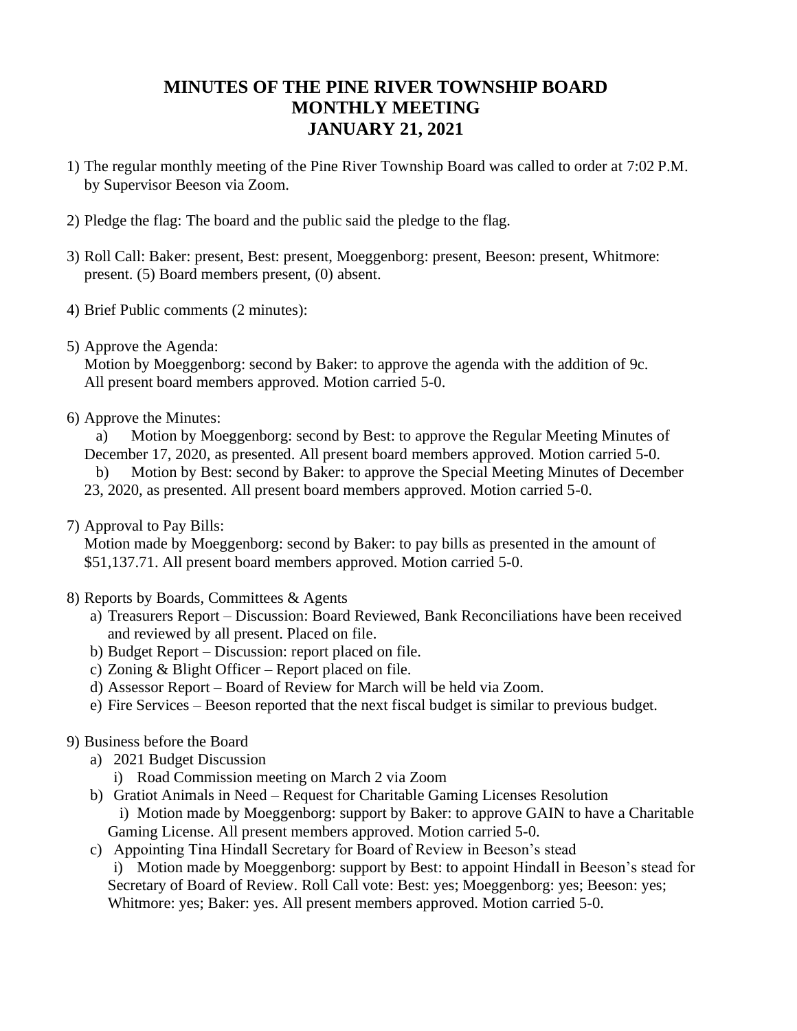# MINUTES OF THE PINE RIVER TOWNSHIP BOARD MONTHLY MEETING JANUARY 21, 2021

1) The regular monthly meeting of the Pine River Township Board was called to order at 7:02 P.M. by Supervisor Beeson via Zoom.

2) Pledge the flag: The board and the public said the pledge to the flag.

3) Roll Call: Baker: present, Best: present, Moeggenborg: present, Beeson: present, Whitmore: present. (5) Board members present, (0) absent.

4) Brief Public comments (2 minutes):

5) Approve the Agenda:
   Motion by Moeggenborg: second by Baker: to approve the agenda with the addition of 9c. All present board members approved. Motion carried 5-0.

6) Approve the Minutes:
   a) Motion by Moeggenborg: second by Best: to approve the Regular Meeting Minutes of December 17, 2020, as presented. All present board members approved. Motion carried 5-0.
   b) Motion by Best: second by Baker: to approve the Special Meeting Minutes of December 23, 2020, as presented. All present board members approved. Motion carried 5-0.

7) Approval to Pay Bills:
   Motion made by Moeggenborg: second by Baker: to pay bills as presented in the amount of \$51,137.71. All present board members approved. Motion carried 5-0.

8) Reports by Boards, Committees & Agents
   a) Treasurers Report – Discussion: Board Reviewed, Bank Reconciliations have been received and reviewed by all present. Placed on file.
   b) Budget Report – Discussion: report placed on file.
   c) Zoning & Blight Officer – Report placed on file.
   d) Assessor Report – Board of Review for March will be held via Zoom.
   e) Fire Services – Beeson reported that the next fiscal budget is similar to previous budget.

9) Business before the Board
   a) 2021 Budget Discussion
      i) Road Commission meeting on March 2 via Zoom
   b) Gratiot Animals in Need – Request for Charitable Gaming Licenses Resolution
      i) Motion made by Moeggenborg: support by Baker: to approve GAIN to have a Charitable Gaming License. All present members approved. Motion carried 5-0.
   c) Appointing Tina Hindall Secretary for Board of Review in Beeson's stead
      i) Motion made by Moeggenborg: support by Best: to appoint Hindall in Beeson's stead for Secretary of Board of Review. Roll Call vote: Best: yes; Moeggenborg: yes; Beeson: yes; Whitmore: yes; Baker: yes. All present members approved. Motion carried 5-0.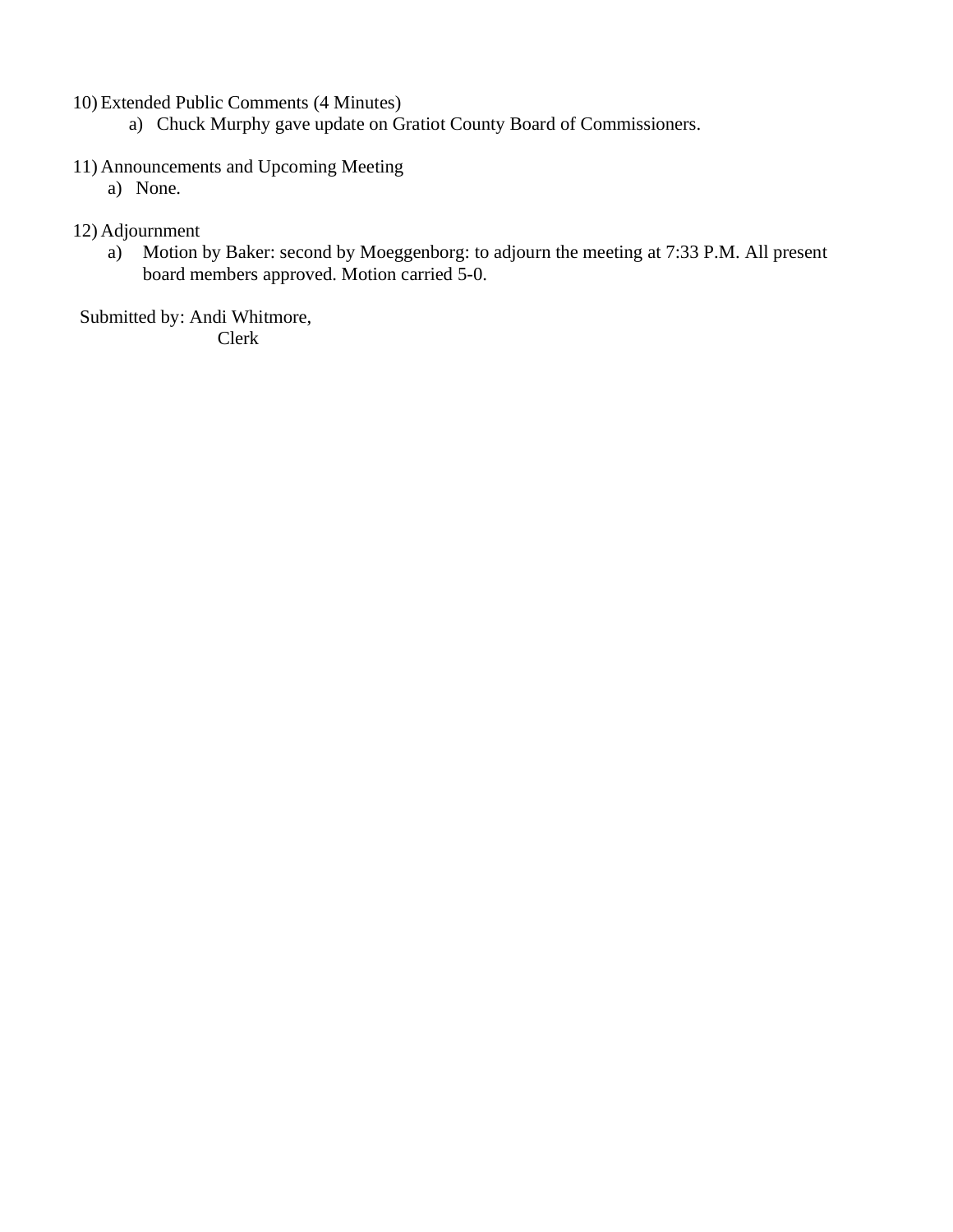10) Extended Public Comments (4 Minutes)

   a) Chuck Murphy gave update on Gratiot County Board of Commissioners.

11) Announcements and Upcoming Meeting

   a) None.

12) Adjournment

   a) Motion by Baker: second by Moeggenborg: to adjourn the meeting at 7:33 P.M. All present board members approved. Motion carried 5-0.

Submitted by: Andi Whitmore,
Clerk